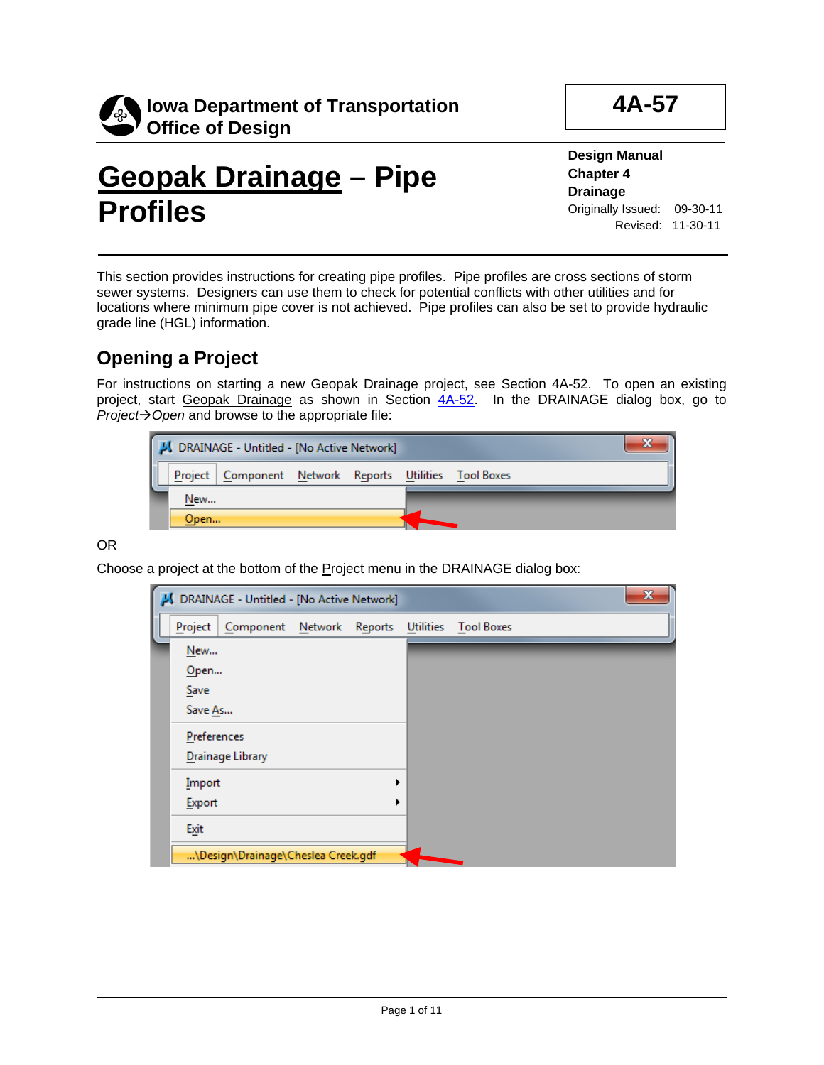**Iowa Department of Transportation**
**Office of Design**

**4A-57**

# Geopak Drainage – Pipe Profiles

**Design Manual**
**Chapter 4**
**Drainage**
Originally Issued: 09-30-11
Revised: 11-30-11

This section provides instructions for creating pipe profiles. Pipe profiles are cross sections of storm sewer systems. Designers can use them to check for potential conflicts with other utilities and for locations where minimum pipe cover is not achieved. Pipe profiles can also be set to provide hydraulic grade line (HGL) information.

## Opening a Project

For instructions on starting a new Geopak Drainage project, see Section 4A-52. To open an existing project, start Geopak Drainage as shown in Section 4A-52. In the DRAINAGE dialog box, go to *Project→Open* and browse to the appropriate file:

OR

Choose a project at the bottom of the Project menu in the DRAINAGE dialog box: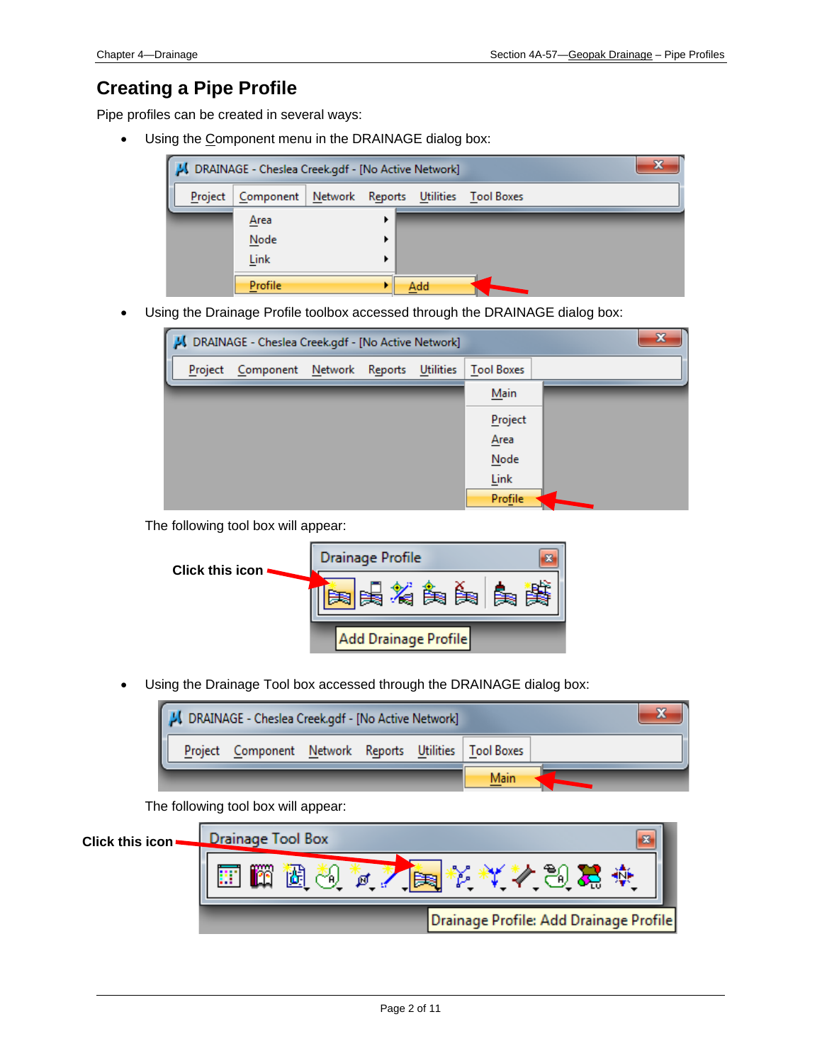# Creating a Pipe Profile

Pipe profiles can be created in several ways:

- Using the Component menu in the DRAINAGE dialog box:

- Using the Drainage Profile toolbox accessed through the DRAINAGE dialog box:

  The following tool box will appear:

  **Click this icon**

- Using the Drainage Tool box accessed through the DRAINAGE dialog box:

  The following tool box will appear:

**Click this icon**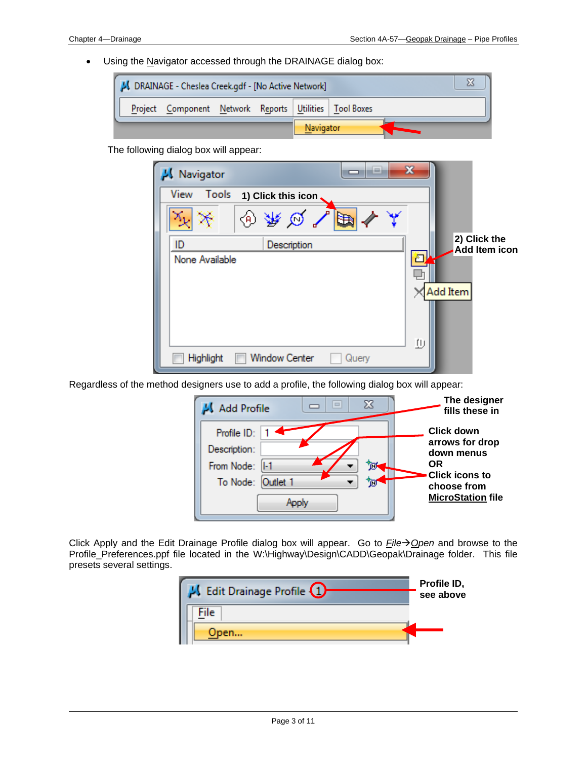- Using the Navigator accessed through the DRAINAGE dialog box:

The following dialog box will appear:

Regardless of the method designers use to add a profile, the following dialog box will appear:

Click Apply and the Edit Drainage Profile dialog box will appear. Go to *File*→*Open* and browse to the Profile_Preferences.ppf file located in the W:\Highway\Design\CADD\Geopak\Drainage folder. This file presets several settings.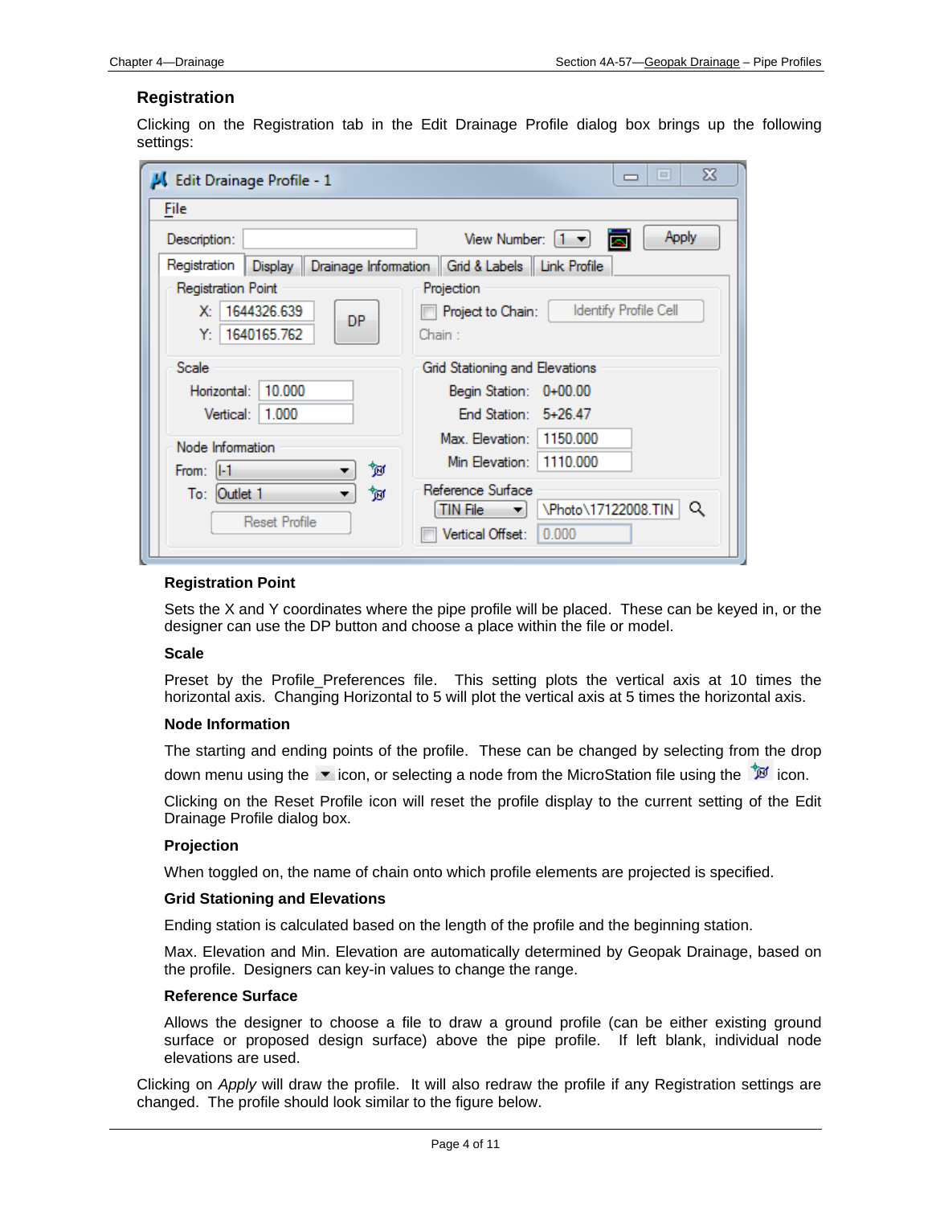## Registration

Clicking on the Registration tab in the Edit Drainage Profile dialog box brings up the following settings:

### Registration Point

Sets the X and Y coordinates where the pipe profile will be placed. These can be keyed in, or the designer can use the DP button and choose a place within the file or model.

### Scale

Preset by the Profile_Preferences file. This setting plots the vertical axis at 10 times the horizontal axis. Changing Horizontal to 5 will plot the vertical axis at 5 times the horizontal axis.

### Node Information

The starting and ending points of the profile. These can be changed by selecting from the drop down menu using the icon, or selecting a node from the MicroStation file using the icon.

Clicking on the Reset Profile icon will reset the profile display to the current setting of the Edit Drainage Profile dialog box.

### Projection

When toggled on, the name of chain onto which profile elements are projected is specified.

### Grid Stationing and Elevations

Ending station is calculated based on the length of the profile and the beginning station.

Max. Elevation and Min. Elevation are automatically determined by Geopak Drainage, based on the profile. Designers can key-in values to change the range.

### Reference Surface

Allows the designer to choose a file to draw a ground profile (can be either existing ground surface or proposed design surface) above the pipe profile. If left blank, individual node elevations are used.

Clicking on *Apply* will draw the profile. It will also redraw the profile if any Registration settings are changed. The profile should look similar to the figure below.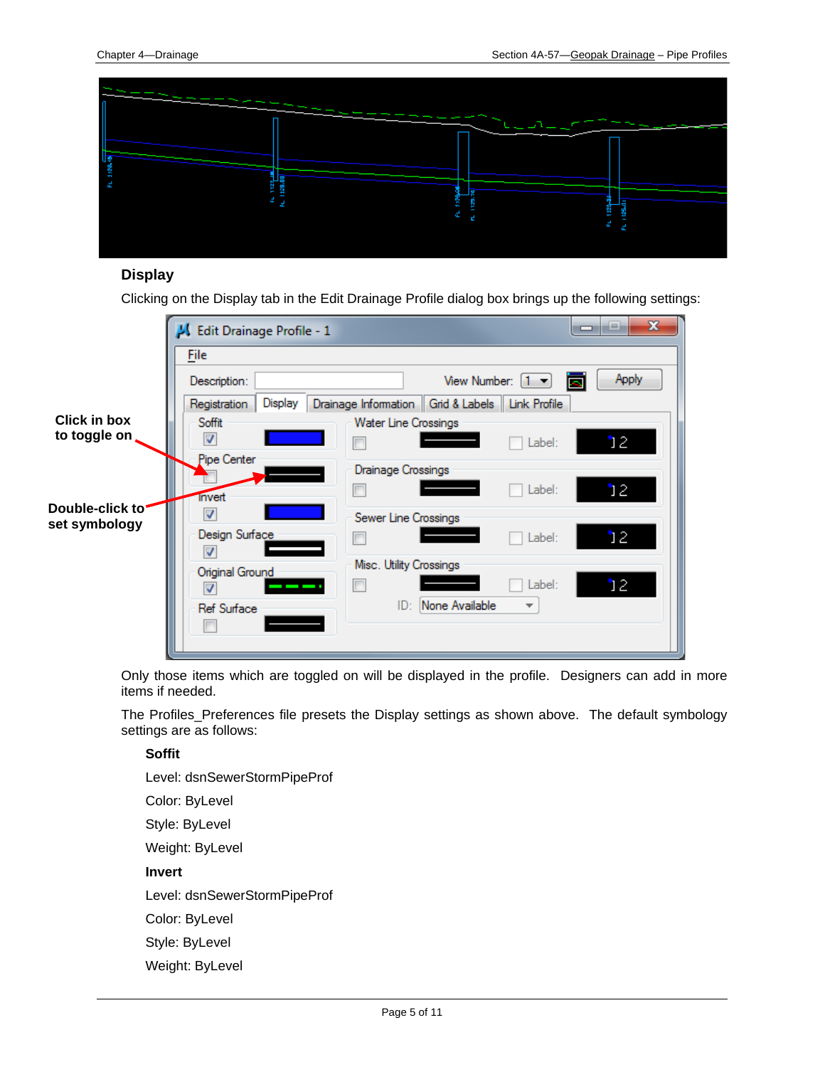## Display

Clicking on the Display tab in the Edit Drainage Profile dialog box brings up the following settings:

Click in box to toggle on

Double-click to set symbology

Only those items which are toggled on will be displayed in the profile. Designers can add in more items if needed.

The Profiles_Preferences file presets the Display settings as shown above. The default symbology settings are as follows:

**Soffit**

Level: dsnSewerStormPipeProf

Color: ByLevel

Style: ByLevel

Weight: ByLevel

**Invert**

Level: dsnSewerStormPipeProf

Color: ByLevel

Style: ByLevel

Weight: ByLevel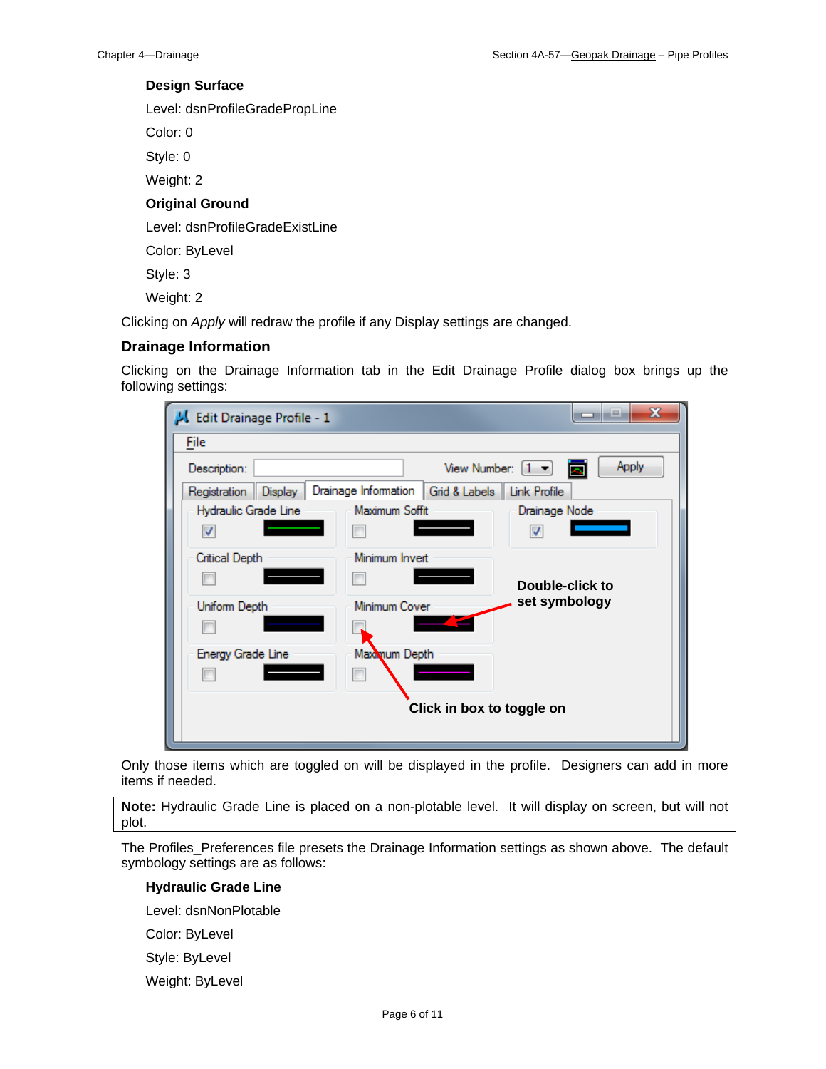**Design Surface**

Level: dsnProfileGradePropLine

Color: 0

Style: 0

Weight: 2

**Original Ground**

Level: dsnProfileGradeExistLine

Color: ByLevel

Style: 3

Weight: 2

Clicking on *Apply* will redraw the profile if any Display settings are changed.

### Drainage Information

Clicking on the Drainage Information tab in the Edit Drainage Profile dialog box brings up the following settings:

Only those items which are toggled on will be displayed in the profile. Designers can add in more items if needed.

**Note:** Hydraulic Grade Line is placed on a non-plotable level. It will display on screen, but will not plot.

The Profiles_Preferences file presets the Drainage Information settings as shown above. The default symbology settings are as follows:

**Hydraulic Grade Line**

Level: dsnNonPlotable

Color: ByLevel

Style: ByLevel

Weight: ByLevel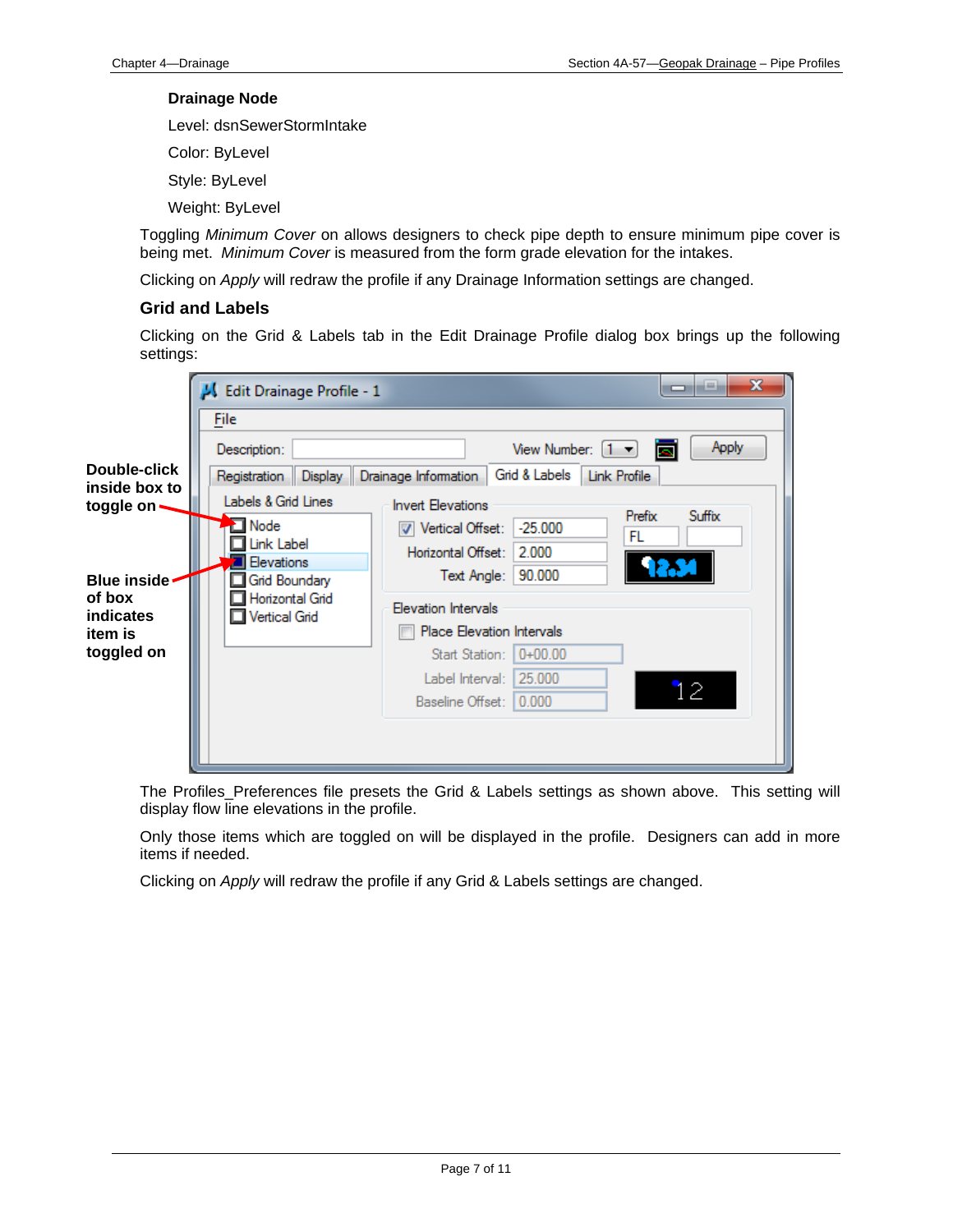**Drainage Node**

Level: dsnSewerStormIntake

Color: ByLevel

Style: ByLevel

Weight: ByLevel

Toggling *Minimum Cover* on allows designers to check pipe depth to ensure minimum pipe cover is being met. *Minimum Cover* is measured from the form grade elevation for the intakes.

Clicking on *Apply* will redraw the profile if any Drainage Information settings are changed.

### Grid and Labels

Clicking on the Grid & Labels tab in the Edit Drainage Profile dialog box brings up the following settings:

**Double-click inside box to toggle on**

**Blue inside of box indicates item is toggled on**

The Profiles_Preferences file presets the Grid & Labels settings as shown above. This setting will display flow line elevations in the profile.

Only those items which are toggled on will be displayed in the profile. Designers can add in more items if needed.

Clicking on *Apply* will redraw the profile if any Grid & Labels settings are changed.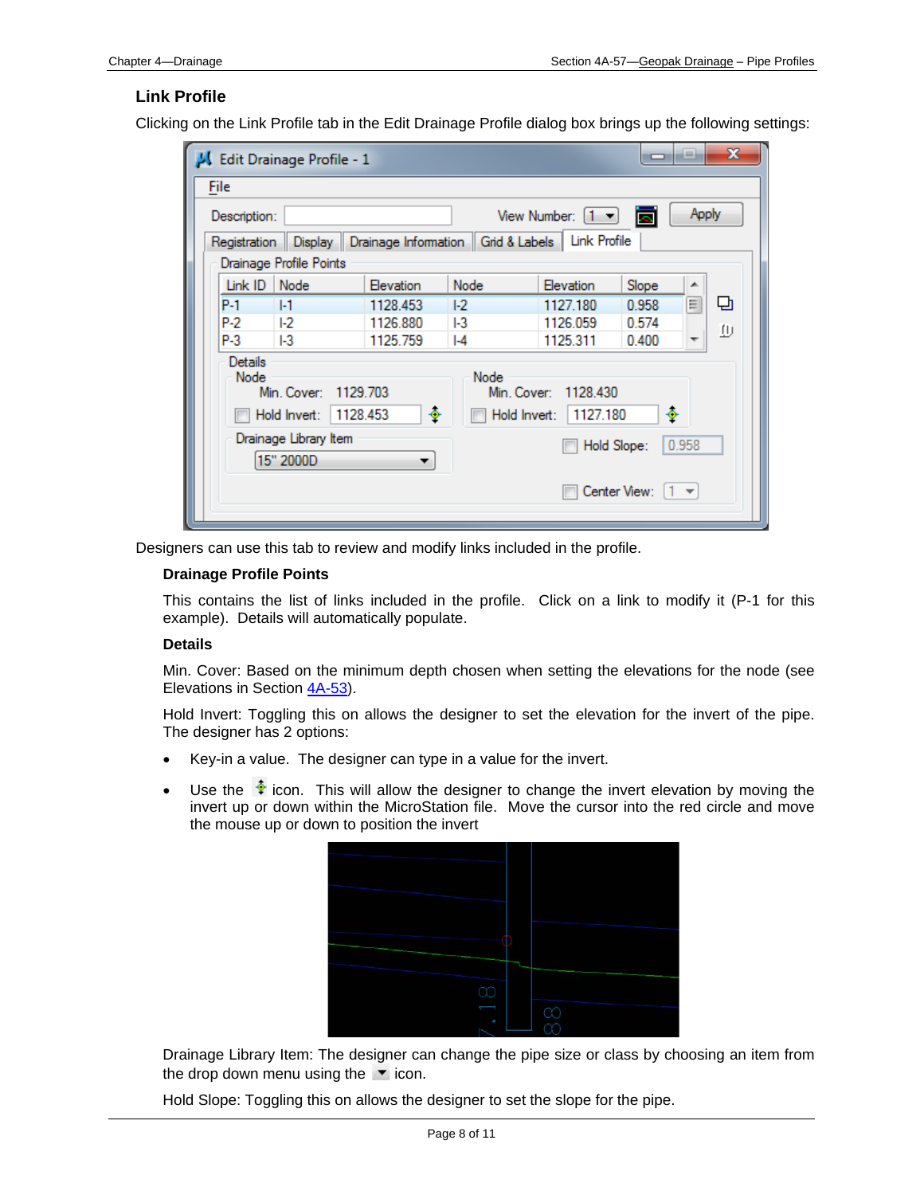## Link Profile

Clicking on the Link Profile tab in the Edit Drainage Profile dialog box brings up the following settings:

Designers can use this tab to review and modify links included in the profile.

### Drainage Profile Points

This contains the list of links included in the profile. Click on a link to modify it (P-1 for this example). Details will automatically populate.

### Details

Min. Cover: Based on the minimum depth chosen when setting the elevations for the node (see Elevations in Section 4A-53).

Hold Invert: Toggling this on allows the designer to set the elevation for the invert of the pipe. The designer has 2 options:

- Key-in a value. The designer can type in a value for the invert.
- Use the icon. This will allow the designer to change the invert elevation by moving the invert up or down within the MicroStation file. Move the cursor into the red circle and move the mouse up or down to position the invert

Drainage Library Item: The designer can change the pipe size or class by choosing an item from the drop down menu using the icon.

Hold Slope: Toggling this on allows the designer to set the slope for the pipe.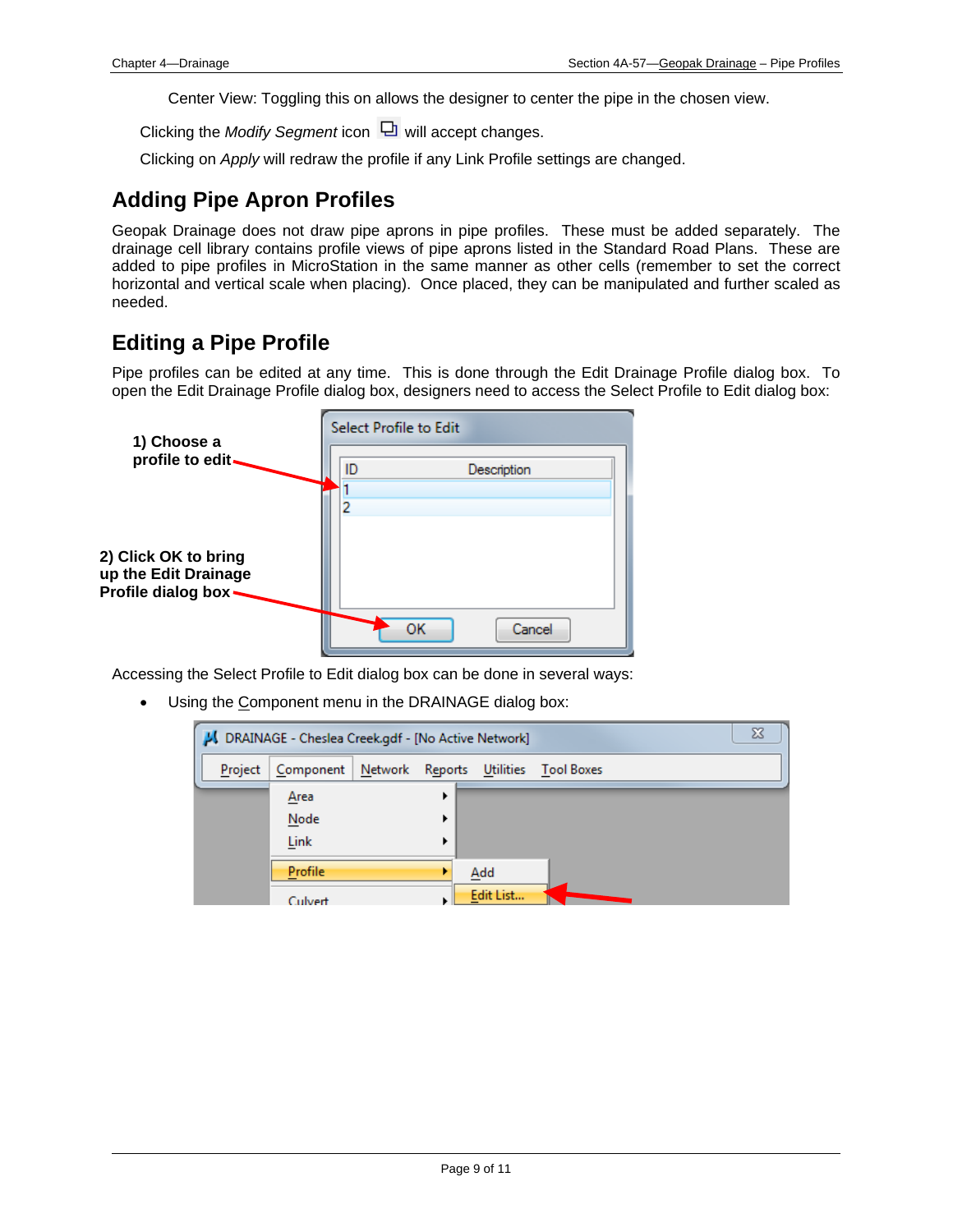Center View: Toggling this on allows the designer to center the pipe in the chosen view.

Clicking the *Modify Segment* icon will accept changes.

Clicking on *Apply* will redraw the profile if any Link Profile settings are changed.

## Adding Pipe Apron Profiles

Geopak Drainage does not draw pipe aprons in pipe profiles. These must be added separately. The drainage cell library contains profile views of pipe aprons listed in the Standard Road Plans. These are added to pipe profiles in MicroStation in the same manner as other cells (remember to set the correct horizontal and vertical scale when placing). Once placed, they can be manipulated and further scaled as needed.

## Editing a Pipe Profile

Pipe profiles can be edited at any time. This is done through the Edit Drainage Profile dialog box. To open the Edit Drainage Profile dialog box, designers need to access the Select Profile to Edit dialog box:

**1) Choose a profile to edit**

**2) Click OK to bring up the Edit Drainage Profile dialog box**

Accessing the Select Profile to Edit dialog box can be done in several ways:

- Using the Component menu in the DRAINAGE dialog box: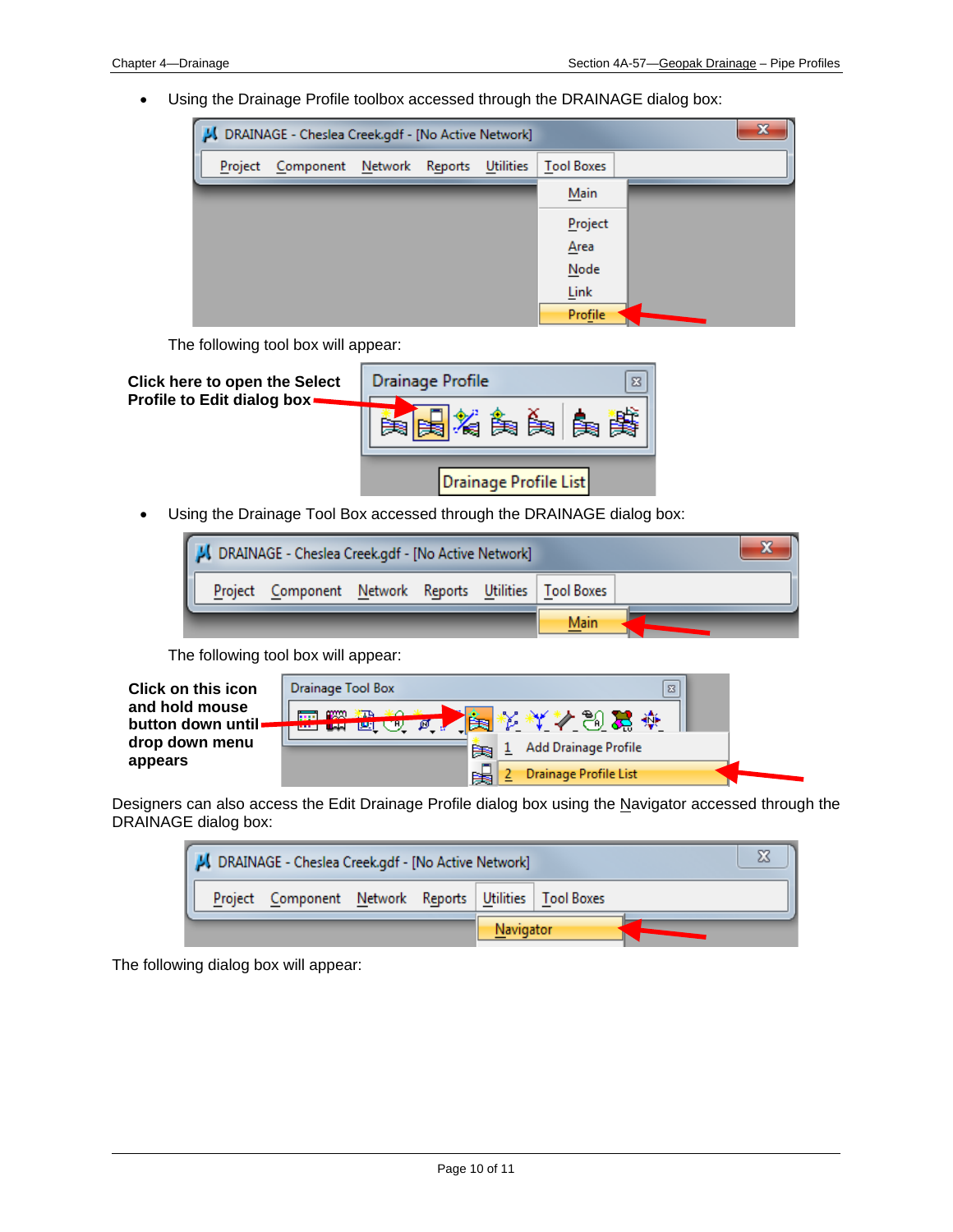- Using the Drainage Profile toolbox accessed through the DRAINAGE dialog box:

The following tool box will appear:

**Click here to open the Select Profile to Edit dialog box**

- Using the Drainage Tool Box accessed through the DRAINAGE dialog box:

The following tool box will appear:

**Click on this icon and hold mouse button down until drop down menu appears**

Designers can also access the Edit Drainage Profile dialog box using the Navigator accessed through the DRAINAGE dialog box:

The following dialog box will appear: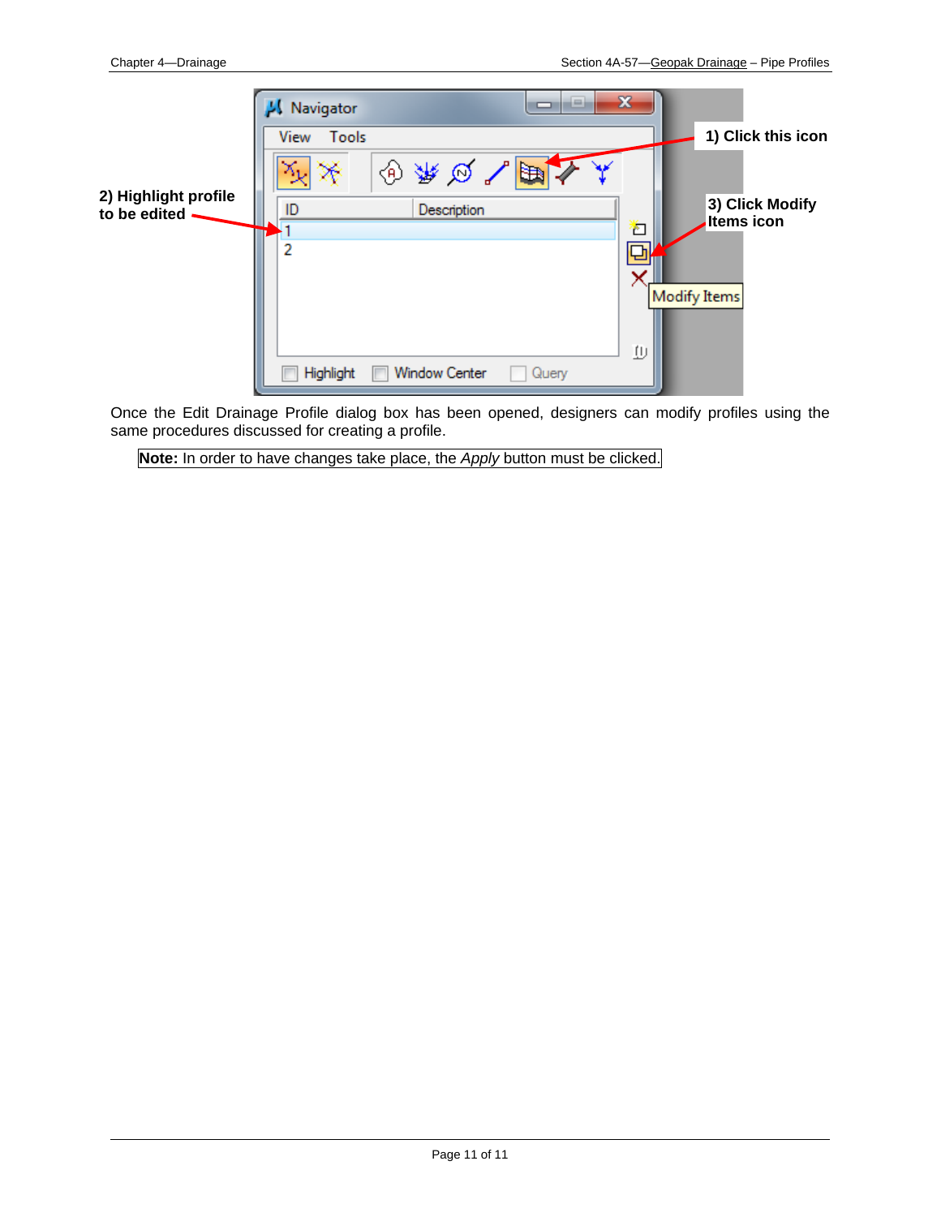Once the Edit Drainage Profile dialog box has been opened, designers can modify profiles using the same procedures discussed for creating a profile.

**Note:** In order to have changes take place, the *Apply* button must be clicked.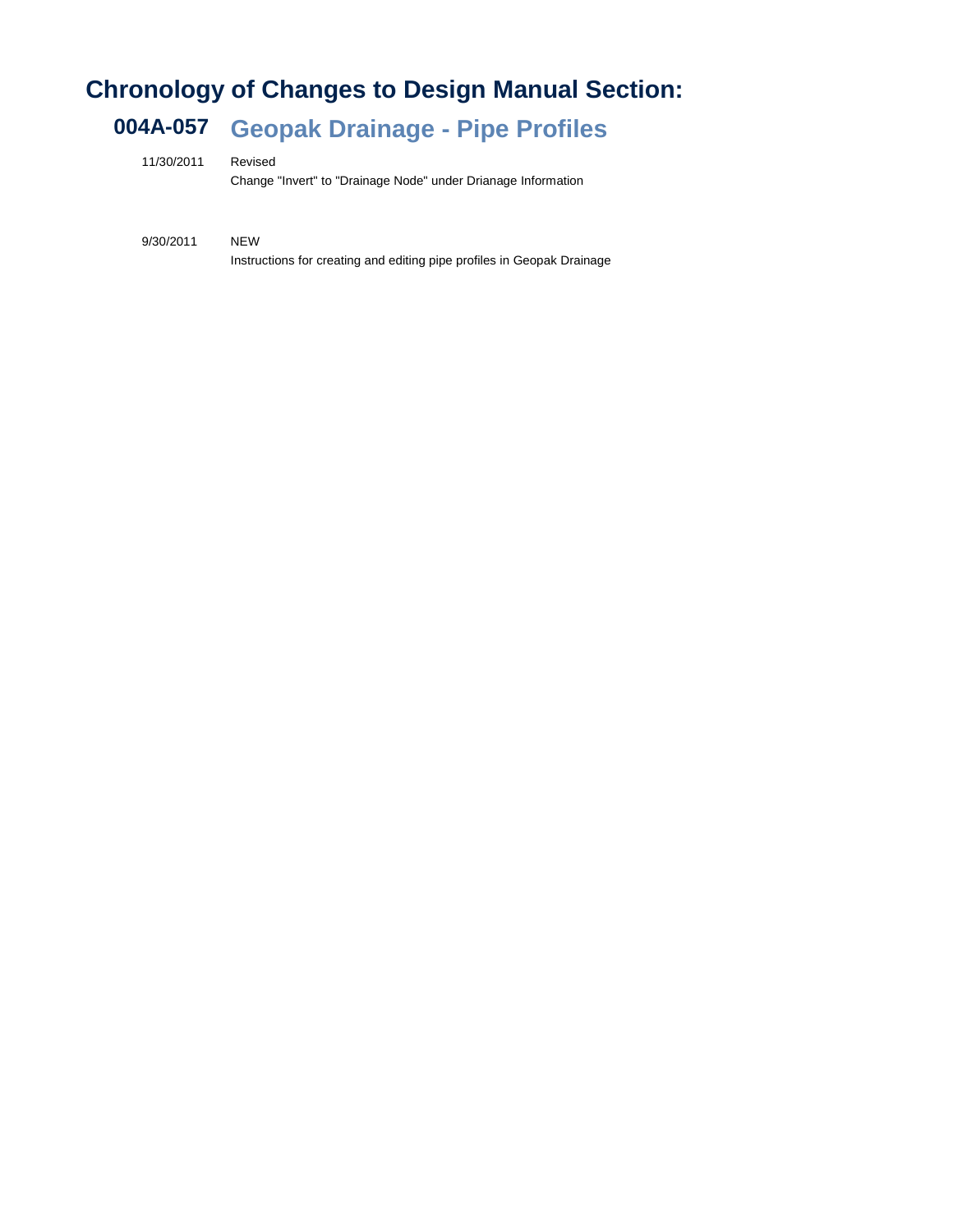# Chronology of Changes to Design Manual Section:

## 004A-057 Geopak Drainage - Pipe Profiles

11/30/2011 Revised

Change "Invert" to "Drainage Node" under Drianage Information

9/30/2011 NEW

Instructions for creating and editing pipe profiles in Geopak Drainage